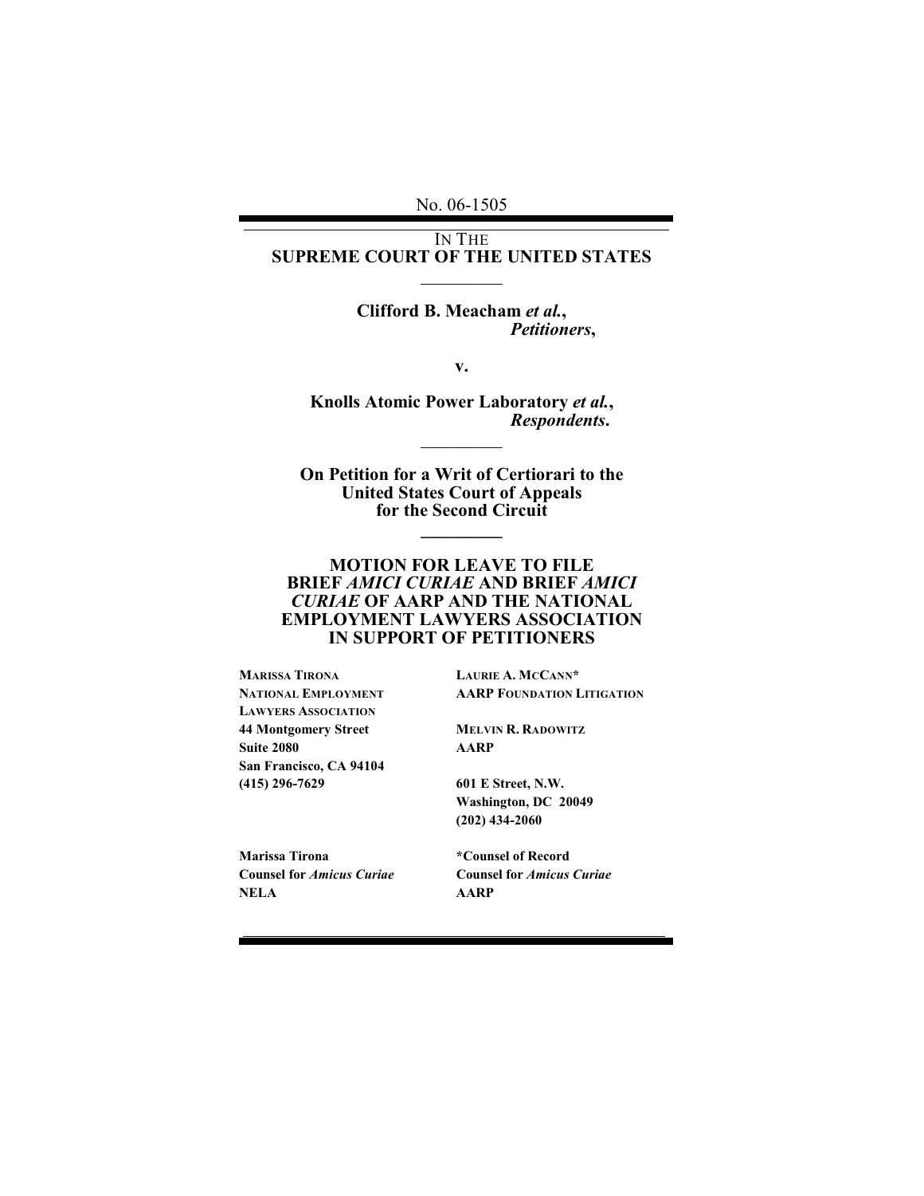No. 06-1505

IN THE
**SUPREME COURT OF THE UNITED STATES**

---

**Clifford B. Meacham *et al.*,**
***Petitioners*,**

**v.**

**Knolls Atomic Power Laboratory *et al.*,**
***Respondents*.**

---

**On Petition for a Writ of Certiorari to the United States Court of Appeals for the Second Circuit**

---

# MOTION FOR LEAVE TO FILE BRIEF *AMICI CURIAE* AND BRIEF *AMICI CURIAE* OF AARP AND THE NATIONAL EMPLOYMENT LAWYERS ASSOCIATION IN SUPPORT OF PETITIONERS

**MARISSA TIRONA**
**NATIONAL EMPLOYMENT LAWYERS ASSOCIATION**
**44 Montgomery Street**
**Suite 2080**
**San Francisco, CA 94104**
**(415) 296-7629**

**LAURIE A. MCCANN***
**AARP FOUNDATION LITIGATION**

**MELVIN R. RADOWITZ**
**AARP**

**601 E Street, N.W.**
**Washington, DC 20049**
**(202) 434-2060**

**Marissa Tirona**
**Counsel for *Amicus Curiae***
**NELA**

***Counsel of Record**
**Counsel for *Amicus Curiae***
**AARP**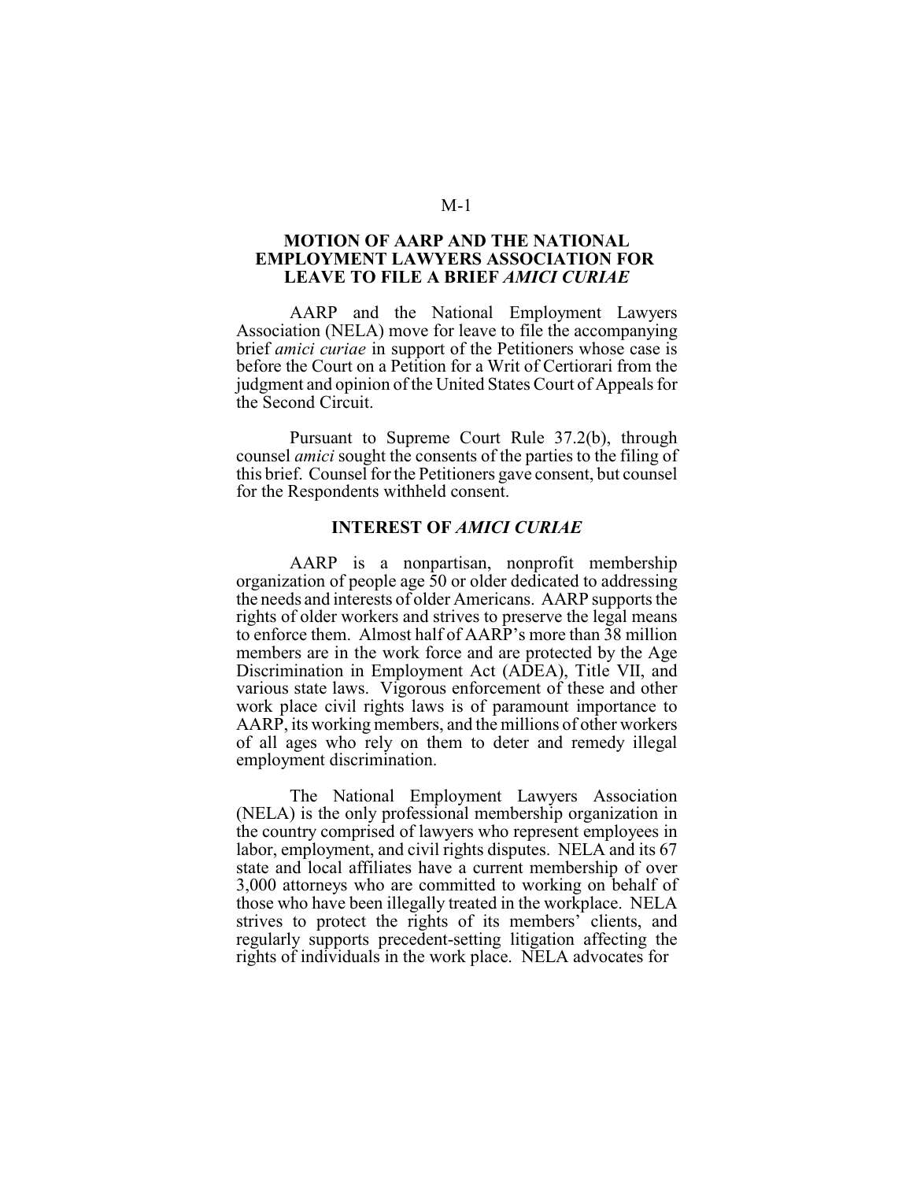## MOTION OF AARP AND THE NATIONAL EMPLOYMENT LAWYERS ASSOCIATION FOR LEAVE TO FILE A BRIEF *AMICI CURIAE*

AARP and the National Employment Lawyers Association (NELA) move for leave to file the accompanying brief *amici curiae* in support of the Petitioners whose case is before the Court on a Petition for a Writ of Certiorari from the judgment and opinion of the United States Court of Appeals for the Second Circuit.

Pursuant to Supreme Court Rule 37.2(b), through counsel *amici* sought the consents of the parties to the filing of this brief. Counsel for the Petitioners gave consent, but counsel for the Respondents withheld consent.

### INTEREST OF *AMICI CURIAE*

AARP is a nonpartisan, nonprofit membership organization of people age 50 or older dedicated to addressing the needs and interests of older Americans. AARP supports the rights of older workers and strives to preserve the legal means to enforce them. Almost half of AARP's more than 38 million members are in the work force and are protected by the Age Discrimination in Employment Act (ADEA), Title VII, and various state laws. Vigorous enforcement of these and other work place civil rights laws is of paramount importance to AARP, its working members, and the millions of other workers of all ages who rely on them to deter and remedy illegal employment discrimination.

The National Employment Lawyers Association (NELA) is the only professional membership organization in the country comprised of lawyers who represent employees in labor, employment, and civil rights disputes. NELA and its 67 state and local affiliates have a current membership of over 3,000 attorneys who are committed to working on behalf of those who have been illegally treated in the workplace. NELA strives to protect the rights of its members' clients, and regularly supports precedent-setting litigation affecting the rights of individuals in the work place. NELA advocates for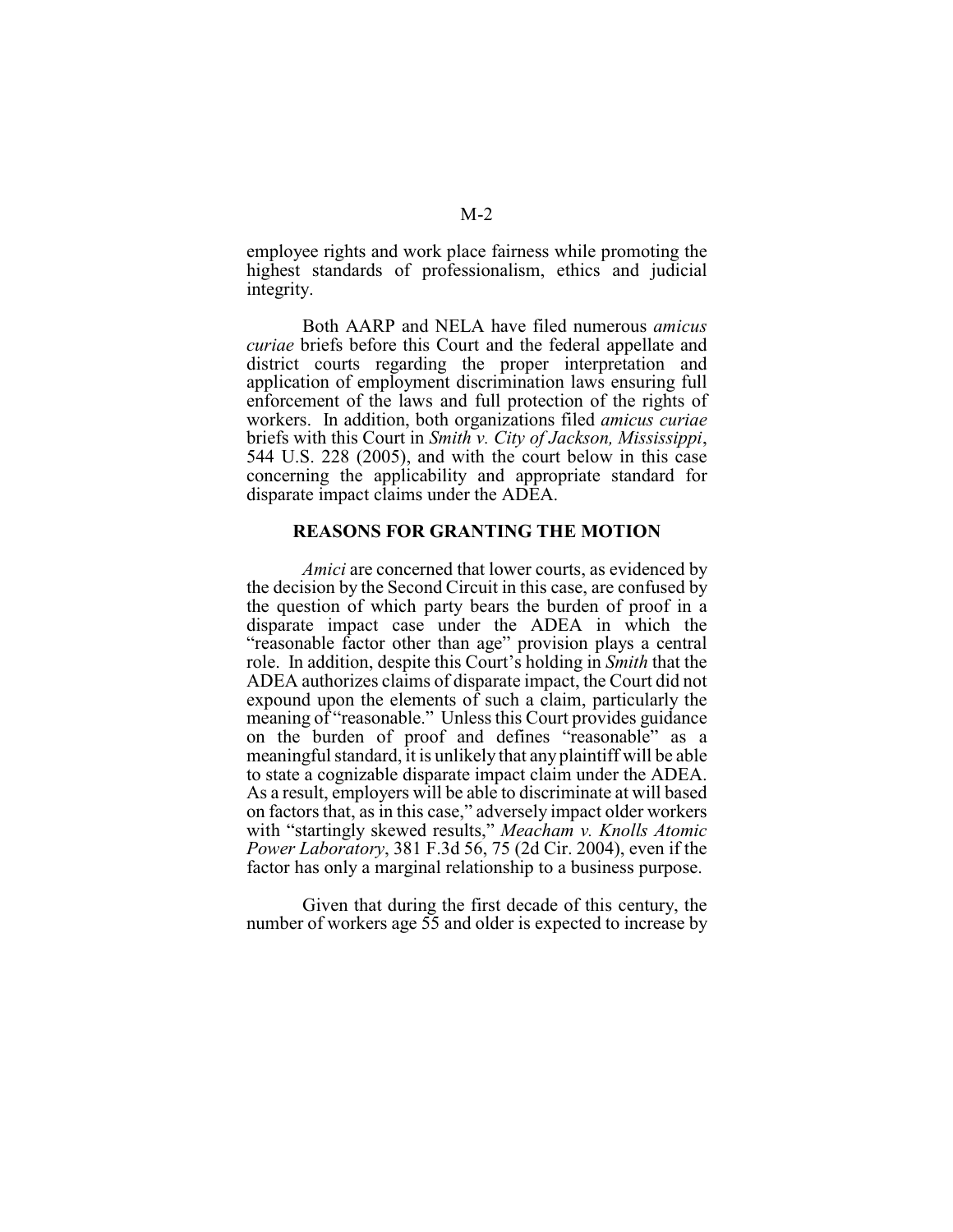employee rights and work place fairness while promoting the highest standards of professionalism, ethics and judicial integrity.

Both AARP and NELA have filed numerous *amicus curiae* briefs before this Court and the federal appellate and district courts regarding the proper interpretation and application of employment discrimination laws ensuring full enforcement of the laws and full protection of the rights of workers. In addition, both organizations filed *amicus curiae* briefs with this Court in *Smith v. City of Jackson, Mississippi*, 544 U.S. 228 (2005), and with the court below in this case concerning the applicability and appropriate standard for disparate impact claims under the ADEA.

## REASONS FOR GRANTING THE MOTION

*Amici* are concerned that lower courts, as evidenced by the decision by the Second Circuit in this case, are confused by the question of which party bears the burden of proof in a disparate impact case under the ADEA in which the "reasonable factor other than age" provision plays a central role. In addition, despite this Court's holding in *Smith* that the ADEA authorizes claims of disparate impact, the Court did not expound upon the elements of such a claim, particularly the meaning of "reasonable." Unless this Court provides guidance on the burden of proof and defines "reasonable" as a meaningful standard, it is unlikely that any plaintiff will be able to state a cognizable disparate impact claim under the ADEA. As a result, employers will be able to discriminate at will based on factors that, as in this case," adversely impact older workers with "startingly skewed results," *Meacham v. Knolls Atomic Power Laboratory*, 381 F.3d 56, 75 (2d Cir. 2004), even if the factor has only a marginal relationship to a business purpose.

Given that during the first decade of this century, the number of workers age 55 and older is expected to increase by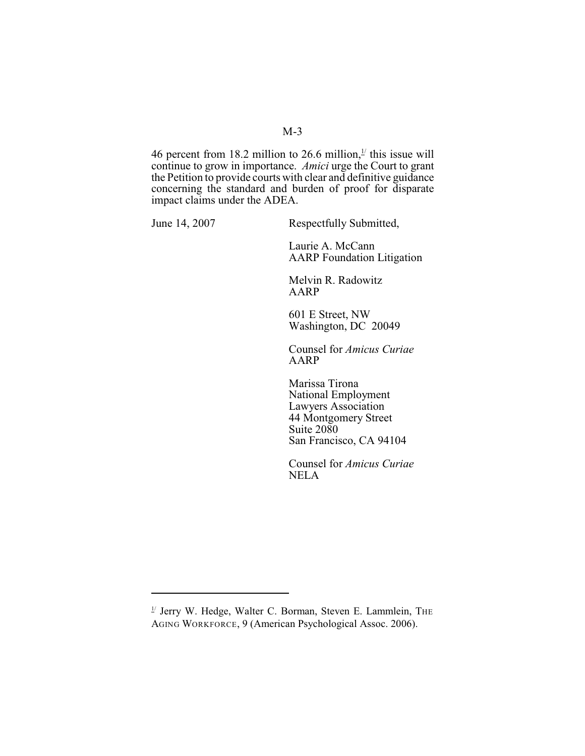46 percent from 18.2 million to 26.6 million,[1] this issue will continue to grow in importance. *Amici* urge the Court to grant the Petition to provide courts with clear and definitive guidance concerning the standard and burden of proof for disparate impact claims under the ADEA.

June 14, 2007

Respectfully Submitted,

Laurie A. McCann
AARP Foundation Litigation

Melvin R. Radowitz
AARP

601 E Street, NW
Washington, DC 20049

Counsel for *Amicus Curiae*
AARP

Marissa Tirona
National Employment
Lawyers Association
44 Montgomery Street
Suite 2080
San Francisco, CA 94104

Counsel for *Amicus Curiae*
NELA

---

[1] Jerry W. Hedge, Walter C. Borman, Steven E. Lammlein, THE AGING WORKFORCE, 9 (American Psychological Assoc. 2006).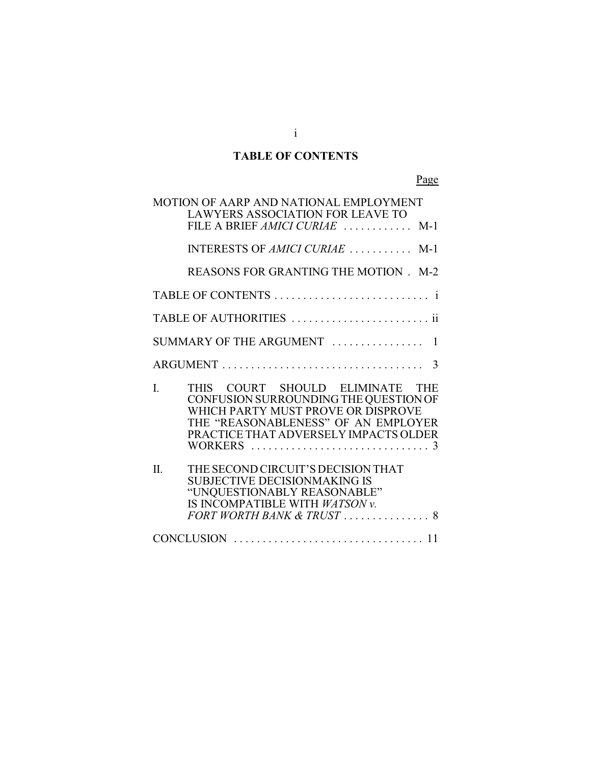# TABLE OF CONTENTS

| | Page |
|---|---|
| MOTION OF AARP AND NATIONAL EMPLOYMENT LAWYERS ASSOCIATION FOR LEAVE TO FILE A BRIEF *AMICI CURIAE* | M-1 |
| INTERESTS OF *AMICI CURIAE* | M-1 |
| REASONS FOR GRANTING THE MOTION | M-2 |
| TABLE OF CONTENTS | i |
| TABLE OF AUTHORITIES | ii |
| SUMMARY OF THE ARGUMENT | 1 |
| ARGUMENT | 3 |
| I. THIS COURT SHOULD ELIMINATE THE CONFUSION SURROUNDING THE QUESTION OF WHICH PARTY MUST PROVE OR DISPROVE THE "REASONABLENESS" OF AN EMPLOYER PRACTICE THAT ADVERSELY IMPACTS OLDER WORKERS | 3 |
| II. THE SECOND CIRCUIT'S DECISION THAT SUBJECTIVE DECISIONMAKING IS "UNQUESTIONABLY REASONABLE" IS INCOMPATIBLE WITH *WATSON v. FORT WORTH BANK & TRUST* | 8 |
| CONCLUSION | 11 |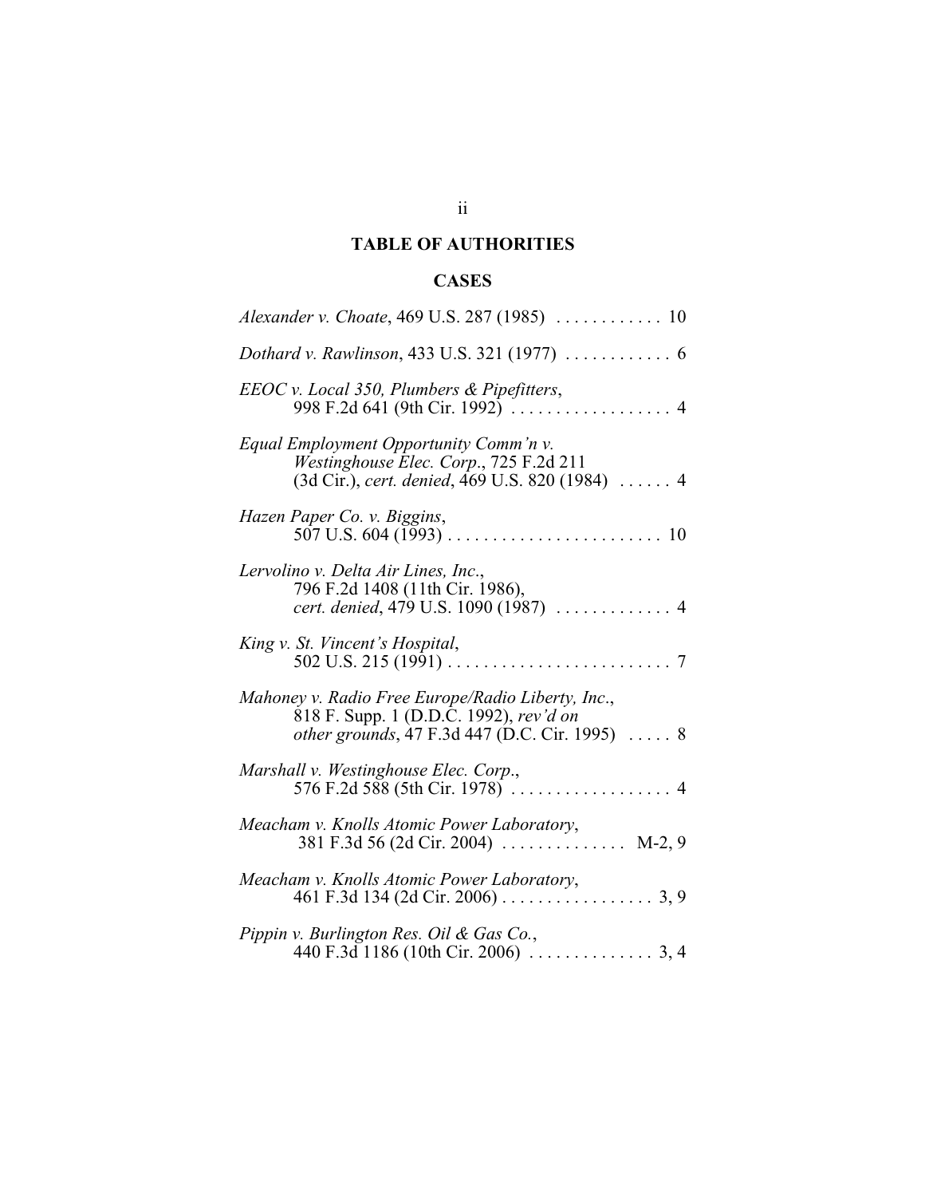# TABLE OF AUTHORITIES

## CASES

*Alexander v. Choate*, 469 U.S. 287 (1985) . . . . . . . . . . . . 10

*Dothard v. Rawlinson*, 433 U.S. 321 (1977) . . . . . . . . . . . . 6

*EEOC v. Local 350, Plumbers & Pipefitters*, 998 F.2d 641 (9th Cir. 1992) . . . . . . . . . . . . . . . . . . 4

*Equal Employment Opportunity Comm'n v. Westinghouse Elec. Corp*., 725 F.2d 211 (3d Cir.), *cert. denied*, 469 U.S. 820 (1984) . . . . . . 4

*Hazen Paper Co. v. Biggins*, 507 U.S. 604 (1993) . . . . . . . . . . . . . . . . . . . . . . . . 10

*Lervolino v. Delta Air Lines, Inc*., 796 F.2d 1408 (11th Cir. 1986), *cert. denied*, 479 U.S. 1090 (1987) . . . . . . . . . . . . . 4

*King v. St. Vincent's Hospital*, 502 U.S. 215 (1991) . . . . . . . . . . . . . . . . . . . . . . . . . 7

*Mahoney v. Radio Free Europe/Radio Liberty, Inc*., 818 F. Supp. 1 (D.D.C. 1992), *rev'd on other grounds*, 47 F.3d 447 (D.C. Cir. 1995) . . . . . 8

*Marshall v. Westinghouse Elec. Corp*., 576 F.2d 588 (5th Cir. 1978) . . . . . . . . . . . . . . . . . . 4

*Meacham v. Knolls Atomic Power Laboratory*, 381 F.3d 56 (2d Cir. 2004) . . . . . . . . . . . . . . M-2, 9

*Meacham v. Knolls Atomic Power Laboratory*, 461 F.3d 134 (2d Cir. 2006) . . . . . . . . . . . . . . . . . 3, 9

*Pippin v. Burlington Res. Oil & Gas Co.*, 440 F.3d 1186 (10th Cir. 2006) . . . . . . . . . . . . . . 3, 4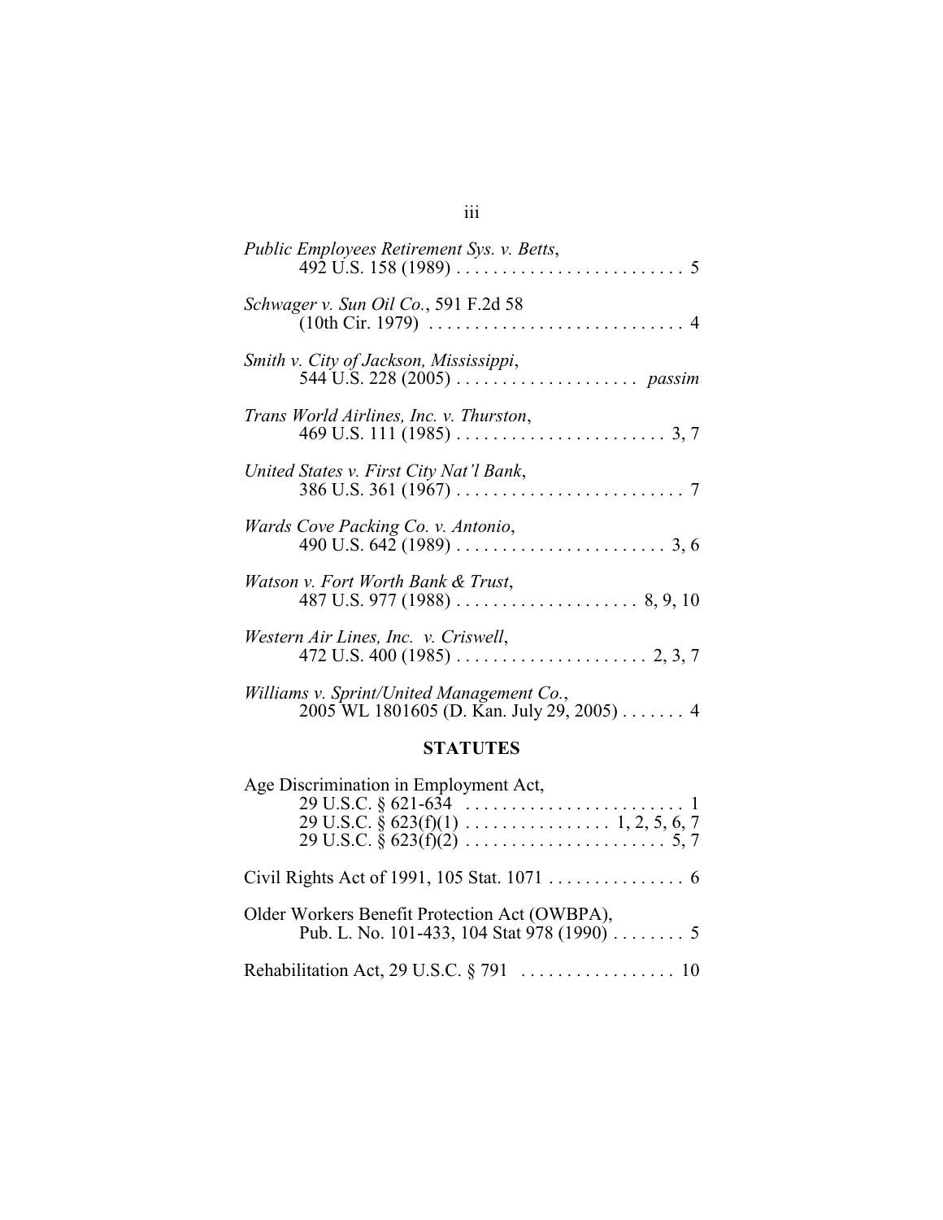*Public Employees Retirement Sys. v. Betts*,
492 U.S. 158 (1989) . . . . . . . . . . . . . . . . . . . . . . . . . 5

*Schwager v. Sun Oil Co.*, 591 F.2d 58
(10th Cir. 1979) . . . . . . . . . . . . . . . . . . . . . . . . . . . . 4

*Smith v. City of Jackson, Mississippi*,
544 U.S. 228 (2005) . . . . . . . . . . . . . . . . . . . . *passim*

*Trans World Airlines, Inc. v. Thurston*,
469 U.S. 111 (1985) . . . . . . . . . . . . . . . . . . . . . . . 3, 7

*United States v. First City Nat'l Bank*,
386 U.S. 361 (1967) . . . . . . . . . . . . . . . . . . . . . . . . . 7

*Wards Cove Packing Co. v. Antonio*,
490 U.S. 642 (1989) . . . . . . . . . . . . . . . . . . . . . . . 3, 6

*Watson v. Fort Worth Bank & Trust*,
487 U.S. 977 (1988) . . . . . . . . . . . . . . . . . . . . 8, 9, 10

*Western Air Lines, Inc. v. Criswell*,
472 U.S. 400 (1985) . . . . . . . . . . . . . . . . . . . . . 2, 3, 7

*Williams v. Sprint/United Management Co.*,
2005 WL 1801605 (D. Kan. July 29, 2005) . . . . . . . 4

## STATUTES

Age Discrimination in Employment Act,
29 U.S.C. § 621-634 . . . . . . . . . . . . . . . . . . . . . . . . 1
29 U.S.C. § 623(f)(1) . . . . . . . . . . . . . . . . 1, 2, 5, 6, 7
29 U.S.C. § 623(f)(2) . . . . . . . . . . . . . . . . . . . . . . 5, 7

Civil Rights Act of 1991, 105 Stat. 1071 . . . . . . . . . . . . . . . 6

Older Workers Benefit Protection Act (OWBPA),
Pub. L. No. 101-433, 104 Stat 978 (1990) . . . . . . . . 5

Rehabilitation Act, 29 U.S.C. § 791 . . . . . . . . . . . . . . . . . 10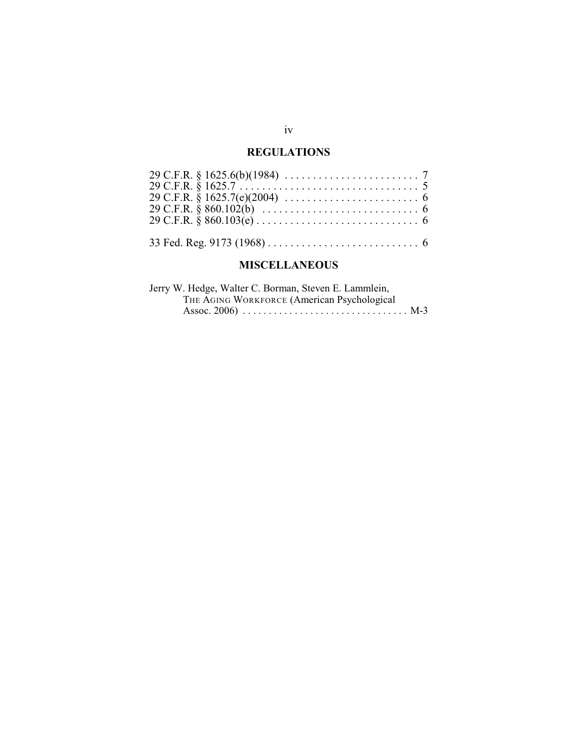## REGULATIONS

29 C.F.R. § 1625.6(b)(1984) . . . . . . . . . . . . . . . . . . . . . . . . 7
29 C.F.R. § 1625.7 . . . . . . . . . . . . . . . . . . . . . . . . . . . . . . . . 5
29 C.F.R. § 1625.7(e)(2004) . . . . . . . . . . . . . . . . . . . . . . . . 6
29 C.F.R. § 860.102(b) . . . . . . . . . . . . . . . . . . . . . . . . . . . . 6
29 C.F.R. § 860.103(e) . . . . . . . . . . . . . . . . . . . . . . . . . . . . . 6

33 Fed. Reg. 9173 (1968) . . . . . . . . . . . . . . . . . . . . . . . . . . . 6

## MISCELLANEOUS

Jerry W. Hedge, Walter C. Borman, Steven E. Lammlein, THE AGING WORKFORCE (American Psychological Assoc. 2006) . . . . . . . . . . . . . . . . . . . . . . . . . . . . . . . M-3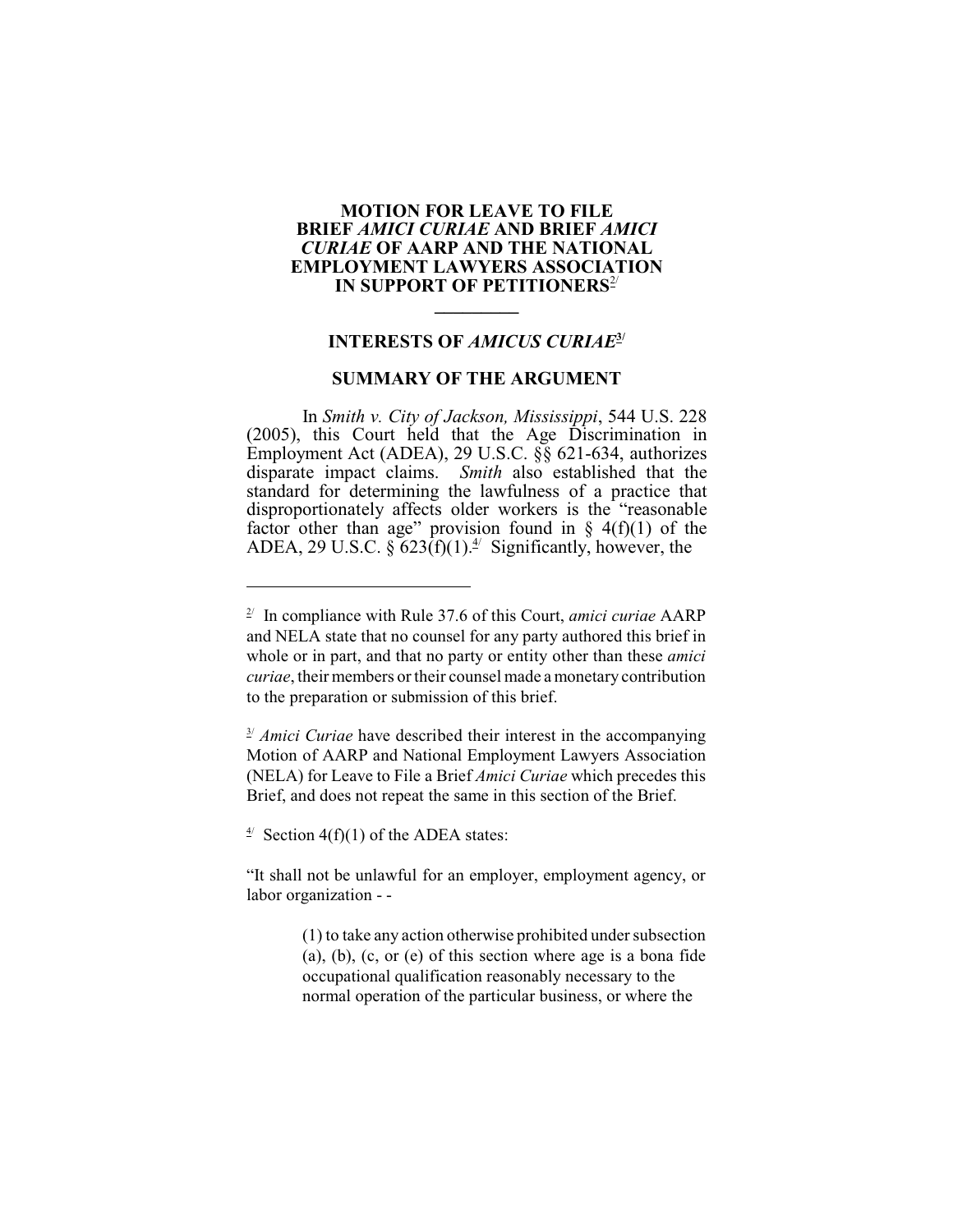**MOTION FOR LEAVE TO FILE BRIEF *AMICI CURIAE* AND BRIEF *AMICI CURIAE* OF AARP AND THE NATIONAL EMPLOYMENT LAWYERS ASSOCIATION IN SUPPORT OF PETITIONERS**[2]

---

## INTERESTS OF *AMICUS CURIAE*[3]

## SUMMARY OF THE ARGUMENT

In *Smith v. City of Jackson, Mississippi*, 544 U.S. 228 (2005), this Court held that the Age Discrimination in Employment Act (ADEA), 29 U.S.C. §§ 621-634, authorizes disparate impact claims. *Smith* also established that the standard for determining the lawfulness of a practice that disproportionately affects older workers is the "reasonable factor other than age" provision found in § 4(f)(1) of the ADEA, 29 U.S.C. § 623(f)(1).[4] Significantly, however, the

---

[2] In compliance with Rule 37.6 of this Court, *amici curiae* AARP and NELA state that no counsel for any party authored this brief in whole or in part, and that no party or entity other than these *amici curiae*, their members or their counsel made a monetary contribution to the preparation or submission of this brief.

[3] *Amici Curiae* have described their interest in the accompanying Motion of AARP and National Employment Lawyers Association (NELA) for Leave to File a Brief *Amici Curiae* which precedes this Brief, and does not repeat the same in this section of the Brief.

[4] Section 4(f)(1) of the ADEA states:

"It shall not be unlawful for an employer, employment agency, or labor organization - -

> (1) to take any action otherwise prohibited under subsection (a), (b), (c, or (e) of this section where age is a bona fide occupational qualification reasonably necessary to the normal operation of the particular business, or where the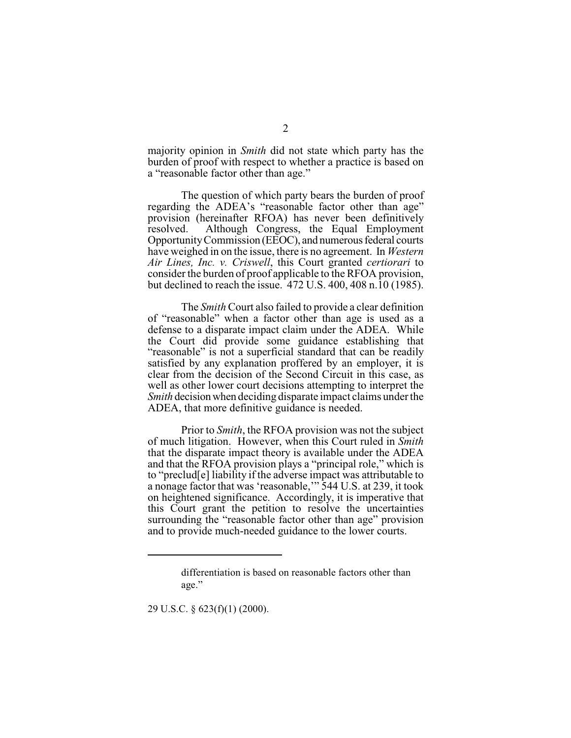majority opinion in *Smith* did not state which party has the burden of proof with respect to whether a practice is based on a "reasonable factor other than age."

The question of which party bears the burden of proof regarding the ADEA's "reasonable factor other than age" provision (hereinafter RFOA) has never been definitively resolved. Although Congress, the Equal Employment Opportunity Commission (EEOC), and numerous federal courts have weighed in on the issue, there is no agreement. In *Western Air Lines, Inc. v. Criswell*, this Court granted *certiorari* to consider the burden of proof applicable to the RFOA provision, but declined to reach the issue. 472 U.S. 400, 408 n.10 (1985).

The *Smith* Court also failed to provide a clear definition of "reasonable" when a factor other than age is used as a defense to a disparate impact claim under the ADEA. While the Court did provide some guidance establishing that "reasonable" is not a superficial standard that can be readily satisfied by any explanation proffered by an employer, it is clear from the decision of the Second Circuit in this case, as well as other lower court decisions attempting to interpret the *Smith* decision when deciding disparate impact claims under the ADEA, that more definitive guidance is needed.

Prior to *Smith*, the RFOA provision was not the subject of much litigation. However, when this Court ruled in *Smith* that the disparate impact theory is available under the ADEA and that the RFOA provision plays a "principal role," which is to "preclud[e] liability if the adverse impact was attributable to a nonage factor that was 'reasonable,'" 544 U.S. at 239, it took on heightened significance. Accordingly, it is imperative that this Court grant the petition to resolve the uncertainties surrounding the "reasonable factor other than age" provision and to provide much-needed guidance to the lower courts.

---

> differentiation is based on reasonable factors other than age."

29 U.S.C. § 623(f)(1) (2000).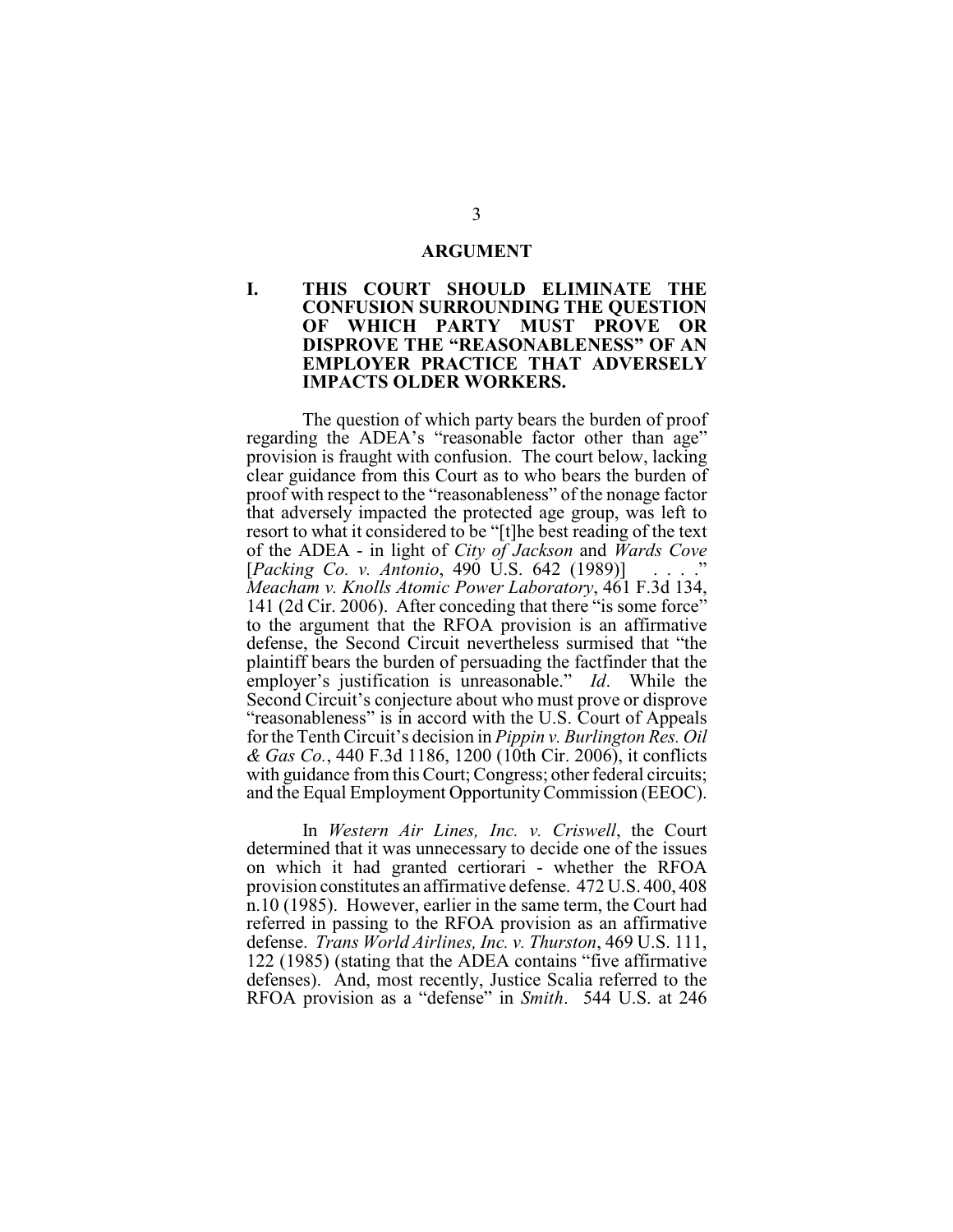## ARGUMENT

### I. THIS COURT SHOULD ELIMINATE THE CONFUSION SURROUNDING THE QUESTION OF WHICH PARTY MUST PROVE OR DISPROVE THE "REASONABLENESS" OF AN EMPLOYER PRACTICE THAT ADVERSELY IMPACTS OLDER WORKERS.

The question of which party bears the burden of proof regarding the ADEA's "reasonable factor other than age" provision is fraught with confusion. The court below, lacking clear guidance from this Court as to who bears the burden of proof with respect to the "reasonableness" of the nonage factor that adversely impacted the protected age group, was left to resort to what it considered to be "[t]he best reading of the text of the ADEA - in light of *City of Jackson* and *Wards Cove* [*Packing Co. v. Antonio*, 490 U.S. 642 (1989)] . . . ." *Meacham v. Knolls Atomic Power Laboratory*, 461 F.3d 134, 141 (2d Cir. 2006). After conceding that there "is some force" to the argument that the RFOA provision is an affirmative defense, the Second Circuit nevertheless surmised that "the plaintiff bears the burden of persuading the factfinder that the employer's justification is unreasonable." *Id*. While the Second Circuit's conjecture about who must prove or disprove "reasonableness" is in accord with the U.S. Court of Appeals for the Tenth Circuit's decision in *Pippin v. Burlington Res. Oil & Gas Co.*, 440 F.3d 1186, 1200 (10th Cir. 2006), it conflicts with guidance from this Court; Congress; other federal circuits; and the Equal Employment Opportunity Commission (EEOC).

In *Western Air Lines, Inc. v. Criswell*, the Court determined that it was unnecessary to decide one of the issues on which it had granted certiorari - whether the RFOA provision constitutes an affirmative defense. 472 U.S. 400, 408 n.10 (1985). However, earlier in the same term, the Court had referred in passing to the RFOA provision as an affirmative defense. *Trans World Airlines, Inc. v. Thurston*, 469 U.S. 111, 122 (1985) (stating that the ADEA contains "five affirmative defenses). And, most recently, Justice Scalia referred to the RFOA provision as a "defense" in *Smith*. 544 U.S. at 246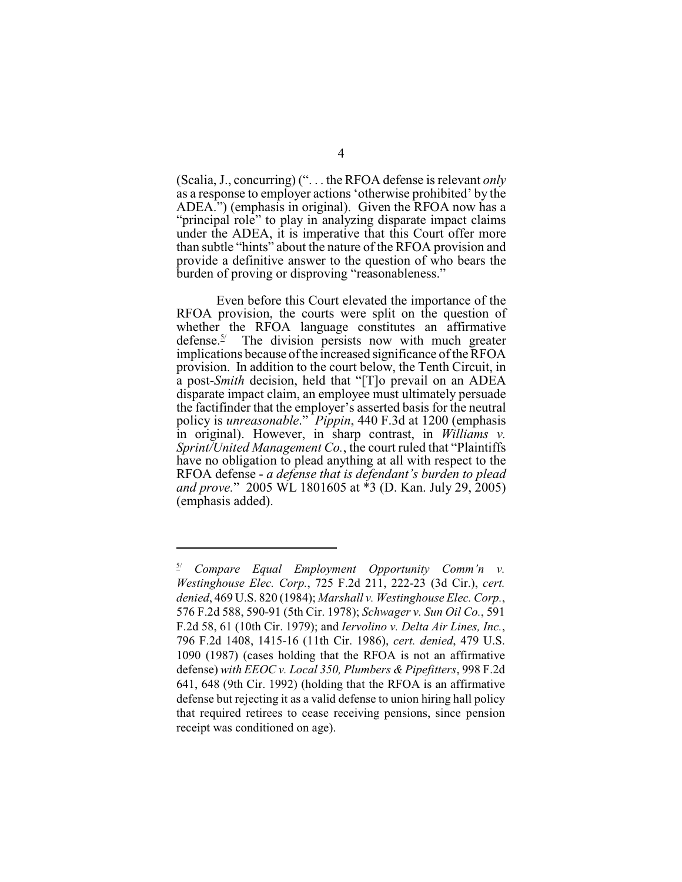(Scalia, J., concurring) (". . . the RFOA defense is relevant *only* as a response to employer actions 'otherwise prohibited' by the ADEA.") (emphasis in original). Given the RFOA now has a "principal role" to play in analyzing disparate impact claims under the ADEA, it is imperative that this Court offer more than subtle "hints" about the nature of the RFOA provision and provide a definitive answer to the question of who bears the burden of proving or disproving "reasonableness."

Even before this Court elevated the importance of the RFOA provision, the courts were split on the question of whether the RFOA language constitutes an affirmative defense.[5] The division persists now with much greater implications because of the increased significance of the RFOA provision. In addition to the court below, the Tenth Circuit, in a post-*Smith* decision, held that "[T]o prevail on an ADEA disparate impact claim, an employee must ultimately persuade the factfinder that the employer's asserted basis for the neutral policy is *unreasonable*." *Pippin*, 440 F.3d at 1200 (emphasis in original). However, in sharp contrast, in *Williams v. Sprint/United Management Co.*, the court ruled that "Plaintiffs have no obligation to plead anything at all with respect to the RFOA defense - *a defense that is defendant's burden to plead and prove.*" 2005 WL 1801605 at *3 (D. Kan. July 29, 2005) (emphasis added).

---

[5] *Compare Equal Employment Opportunity Comm'n v. Westinghouse Elec. Corp.*, 725 F.2d 211, 222-23 (3d Cir.), *cert. denied*, 469 U.S. 820 (1984); *Marshall v. Westinghouse Elec. Corp.*, 576 F.2d 588, 590-91 (5th Cir. 1978); *Schwager v. Sun Oil Co.*, 591 F.2d 58, 61 (10th Cir. 1979); and *Iervolino v. Delta Air Lines, Inc.*, 796 F.2d 1408, 1415-16 (11th Cir. 1986), *cert. denied*, 479 U.S. 1090 (1987) (cases holding that the RFOA is not an affirmative defense) *with EEOC v. Local 350, Plumbers & Pipefitters*, 998 F.2d 641, 648 (9th Cir. 1992) (holding that the RFOA is an affirmative defense but rejecting it as a valid defense to union hiring hall policy that required retirees to cease receiving pensions, since pension receipt was conditioned on age).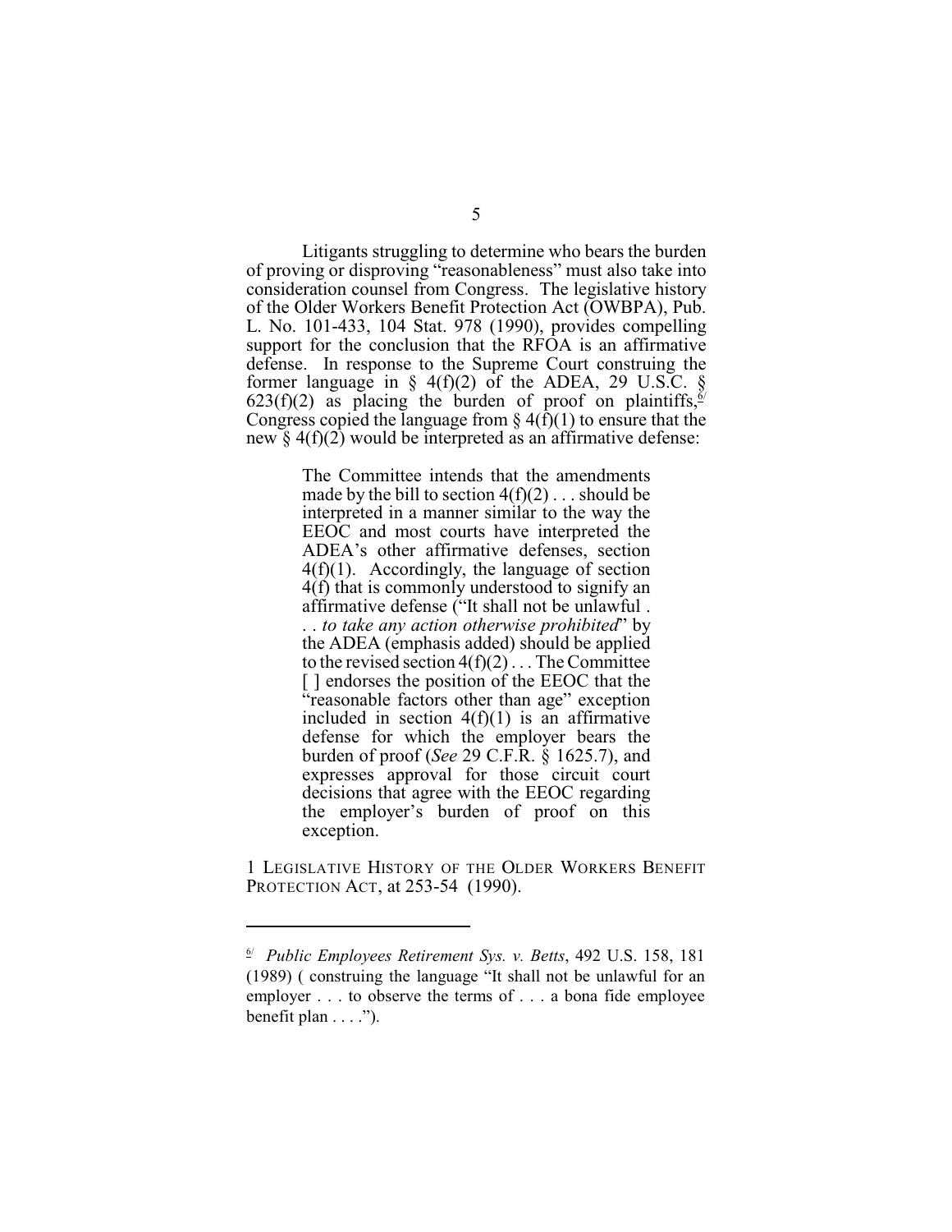Litigants struggling to determine who bears the burden of proving or disproving "reasonableness" must also take into consideration counsel from Congress. The legislative history of the Older Workers Benefit Protection Act (OWBPA), Pub. L. No. 101-433, 104 Stat. 978 (1990), provides compelling support for the conclusion that the RFOA is an affirmative defense. In response to the Supreme Court construing the former language in § 4(f)(2) of the ADEA, 29 U.S.C. § 623(f)(2) as placing the burden of proof on plaintiffs,[6] Congress copied the language from § 4(f)(1) to ensure that the new § 4(f)(2) would be interpreted as an affirmative defense:

> The Committee intends that the amendments made by the bill to section 4(f)(2) . . . should be interpreted in a manner similar to the way the EEOC and most courts have interpreted the ADEA's other affirmative defenses, section 4(f)(1). Accordingly, the language of section 4(f) that is commonly understood to signify an affirmative defense ("It shall not be unlawful . . . *to take any action otherwise prohibited*" by the ADEA (emphasis added) should be applied to the revised section 4(f)(2) . . . The Committee [ ] endorses the position of the EEOC that the "reasonable factors other than age" exception included in section 4(f)(1) is an affirmative defense for which the employer bears the burden of proof (*See* 29 C.F.R. § 1625.7), and expresses approval for those circuit court decisions that agree with the EEOC regarding the employer's burden of proof on this exception.

1 Legislative History of the Older Workers Benefit Protection Act, at 253-54 (1990).

---

[6] *Public Employees Retirement Sys. v. Betts*, 492 U.S. 158, 181 (1989) ( construing the language "It shall not be unlawful for an employer . . . to observe the terms of . . . a bona fide employee benefit plan . . . .").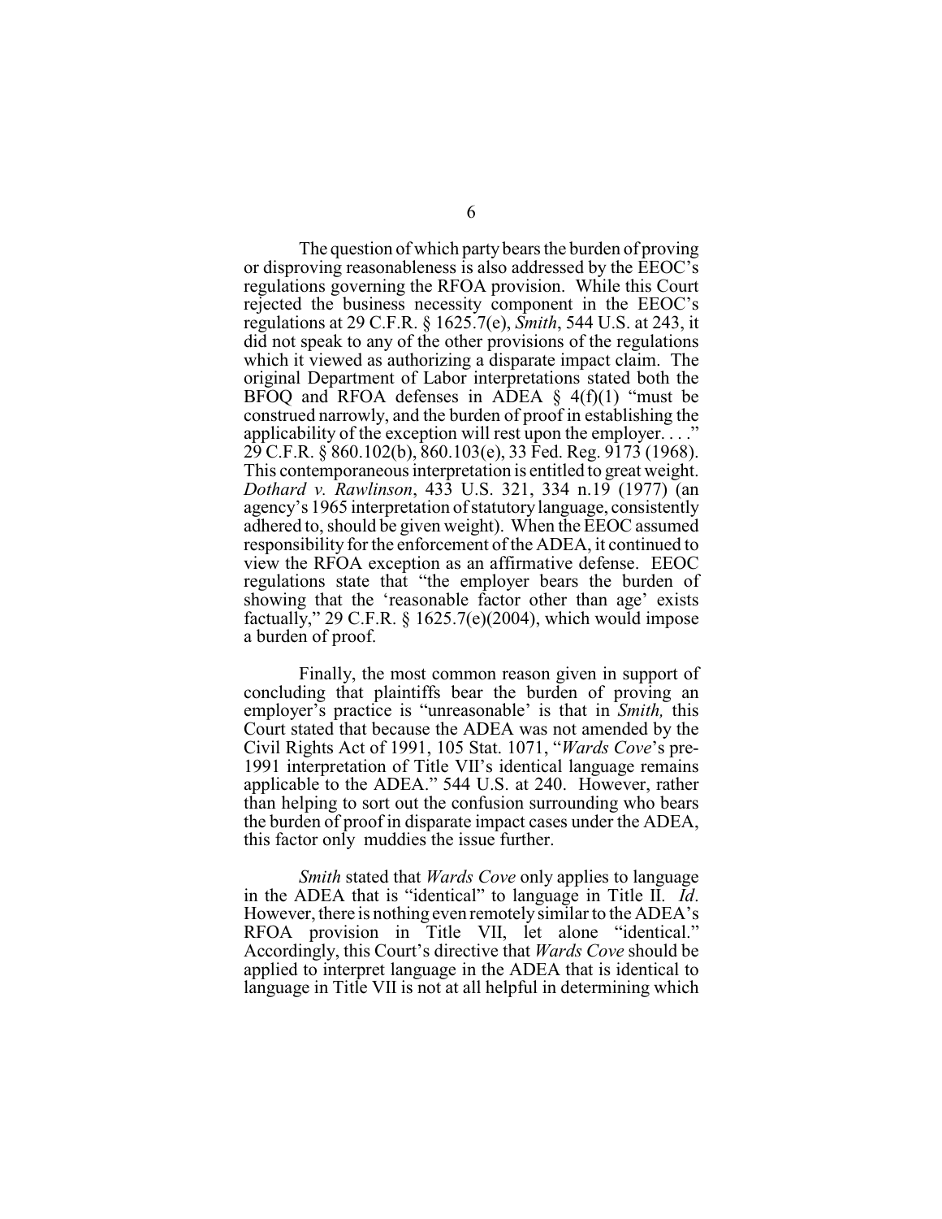The question of which party bears the burden of proving or disproving reasonableness is also addressed by the EEOC's regulations governing the RFOA provision. While this Court rejected the business necessity component in the EEOC's regulations at 29 C.F.R. § 1625.7(e), *Smith*, 544 U.S. at 243, it did not speak to any of the other provisions of the regulations which it viewed as authorizing a disparate impact claim. The original Department of Labor interpretations stated both the BFOQ and RFOA defenses in ADEA § 4(f)(1) "must be construed narrowly, and the burden of proof in establishing the applicability of the exception will rest upon the employer. . . ." 29 C.F.R. § 860.102(b), 860.103(e), 33 Fed. Reg. 9173 (1968). This contemporaneous interpretation is entitled to great weight. *Dothard v. Rawlinson*, 433 U.S. 321, 334 n.19 (1977) (an agency's 1965 interpretation of statutory language, consistently adhered to, should be given weight). When the EEOC assumed responsibility for the enforcement of the ADEA, it continued to view the RFOA exception as an affirmative defense. EEOC regulations state that "the employer bears the burden of showing that the 'reasonable factor other than age' exists factually," 29 C.F.R. § 1625.7(e)(2004), which would impose a burden of proof.

Finally, the most common reason given in support of concluding that plaintiffs bear the burden of proving an employer's practice is "unreasonable' is that in *Smith,* this Court stated that because the ADEA was not amended by the Civil Rights Act of 1991, 105 Stat. 1071, "*Wards Cove*'s pre-1991 interpretation of Title VII's identical language remains applicable to the ADEA." 544 U.S. at 240. However, rather than helping to sort out the confusion surrounding who bears the burden of proof in disparate impact cases under the ADEA, this factor only muddies the issue further.

*Smith* stated that *Wards Cove* only applies to language in the ADEA that is "identical" to language in Title II. *Id*. However, there is nothing even remotely similar to the ADEA's RFOA provision in Title VII, let alone "identical." Accordingly, this Court's directive that *Wards Cove* should be applied to interpret language in the ADEA that is identical to language in Title VII is not at all helpful in determining which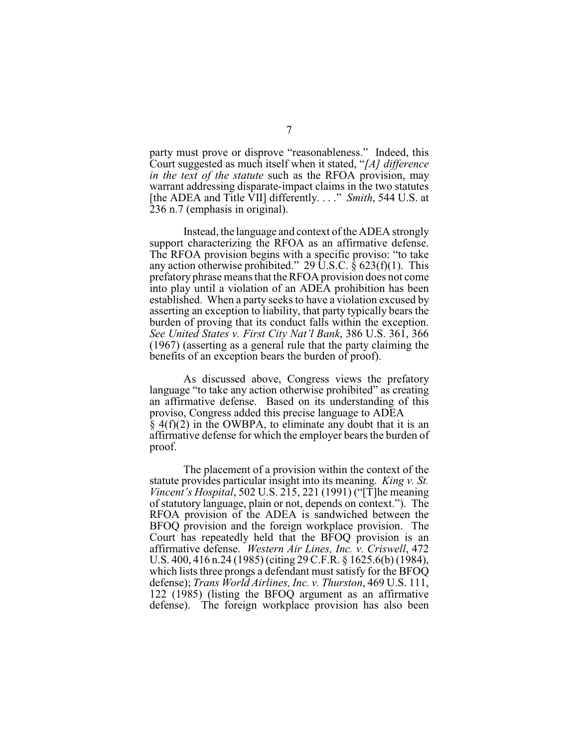party must prove or disprove "reasonableness." Indeed, this Court suggested as much itself when it stated, "*[A] difference in the text of the statute* such as the RFOA provision, may warrant addressing disparate-impact claims in the two statutes [the ADEA and Title VII] differently. . . ." *Smith*, 544 U.S. at 236 n.7 (emphasis in original).

Instead, the language and context of the ADEA strongly support characterizing the RFOA as an affirmative defense. The RFOA provision begins with a specific proviso: "to take any action otherwise prohibited." 29 U.S.C. § 623(f)(1). This prefatory phrase means that the RFOA provision does not come into play until a violation of an ADEA prohibition has been established. When a party seeks to have a violation excused by asserting an exception to liability, that party typically bears the burden of proving that its conduct falls within the exception. *See United States v. First City Nat'l Bank*, 386 U.S. 361, 366 (1967) (asserting as a general rule that the party claiming the benefits of an exception bears the burden of proof).

As discussed above, Congress views the prefatory language "to take any action otherwise prohibited" as creating an affirmative defense. Based on its understanding of this proviso, Congress added this precise language to ADEA § 4(f)(2) in the OWBPA, to eliminate any doubt that it is an affirmative defense for which the employer bears the burden of proof.

The placement of a provision within the context of the statute provides particular insight into its meaning. *King v. St. Vincent's Hospital*, 502 U.S. 215, 221 (1991) ("[T]he meaning of statutory language, plain or not, depends on context."). The RFOA provision of the ADEA is sandwiched between the BFOQ provision and the foreign workplace provision. The Court has repeatedly held that the BFOQ provision is an affirmative defense. *Western Air Lines, Inc. v. Criswell*, 472 U.S. 400, 416 n.24 (1985) (citing 29 C.F.R. § 1625.6(b) (1984), which lists three prongs a defendant must satisfy for the BFOQ defense); *Trans World Airlines, Inc. v. Thurston*, 469 U.S. 111, 122 (1985) (listing the BFOQ argument as an affirmative defense). The foreign workplace provision has also been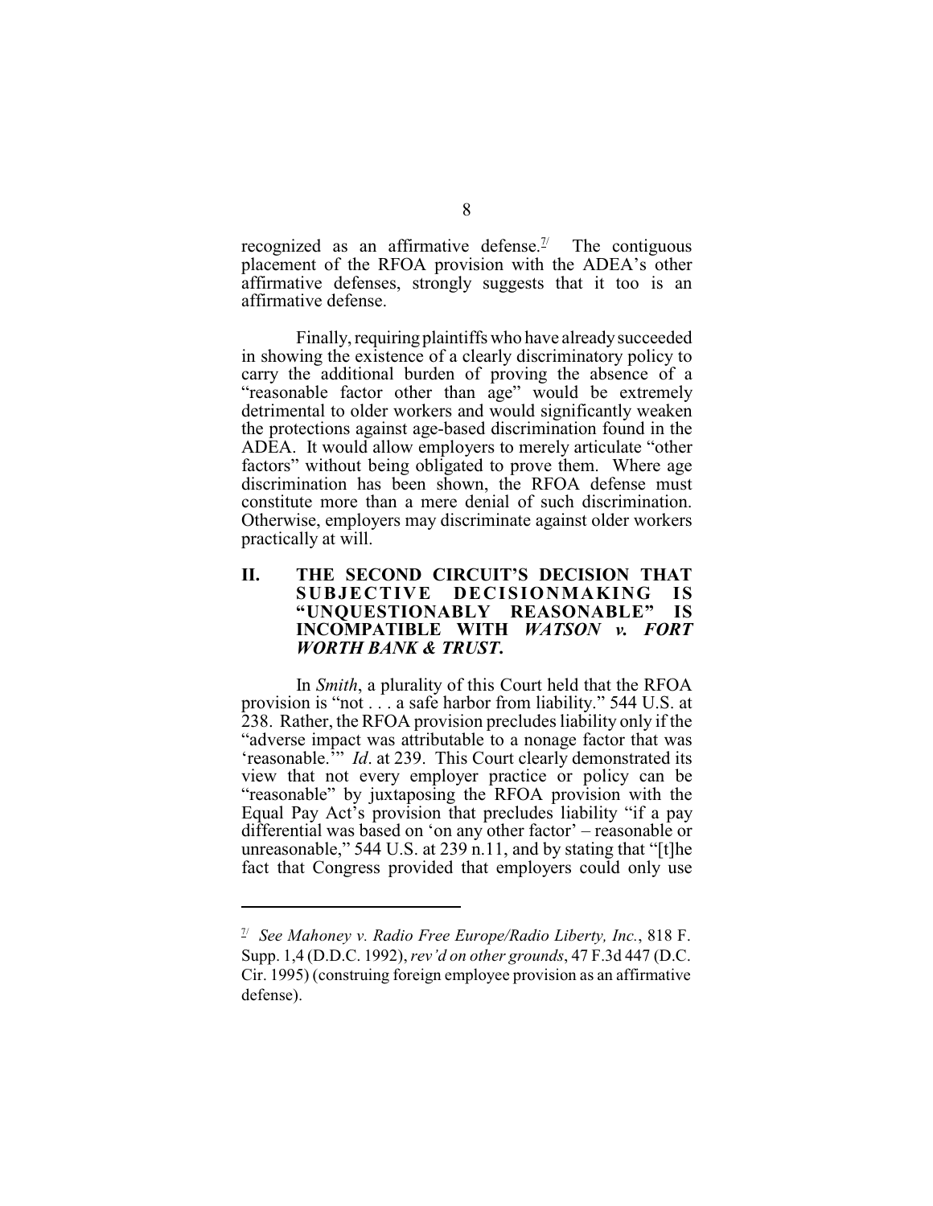recognized as an affirmative defense.[7] The contiguous placement of the RFOA provision with the ADEA's other affirmative defenses, strongly suggests that it too is an affirmative defense.

Finally, requiring plaintiffs who have already succeeded in showing the existence of a clearly discriminatory policy to carry the additional burden of proving the absence of a "reasonable factor other than age" would be extremely detrimental to older workers and would significantly weaken the protections against age-based discrimination found in the ADEA. It would allow employers to merely articulate "other factors" without being obligated to prove them. Where age discrimination has been shown, the RFOA defense must constitute more than a mere denial of such discrimination. Otherwise, employers may discriminate against older workers practically at will.

## II. THE SECOND CIRCUIT'S DECISION THAT SUBJECTIVE DECISIONMAKING IS "UNQUESTIONABLY REASONABLE" IS INCOMPATIBLE WITH *WATSON v. FORT WORTH BANK & TRUST*.

In *Smith*, a plurality of this Court held that the RFOA provision is "not . . . a safe harbor from liability." 544 U.S. at 238. Rather, the RFOA provision precludes liability only if the "adverse impact was attributable to a nonage factor that was 'reasonable.'" *Id*. at 239. This Court clearly demonstrated its view that not every employer practice or policy can be "reasonable" by juxtaposing the RFOA provision with the Equal Pay Act's provision that precludes liability "if a pay differential was based on 'on any other factor' – reasonable or unreasonable," 544 U.S. at 239 n.11, and by stating that "[t]he fact that Congress provided that employers could only use

---

[7] *See Mahoney v. Radio Free Europe/Radio Liberty, Inc.*, 818 F. Supp. 1,4 (D.D.C. 1992), *rev'd on other grounds*, 47 F.3d 447 (D.C. Cir. 1995) (construing foreign employee provision as an affirmative defense).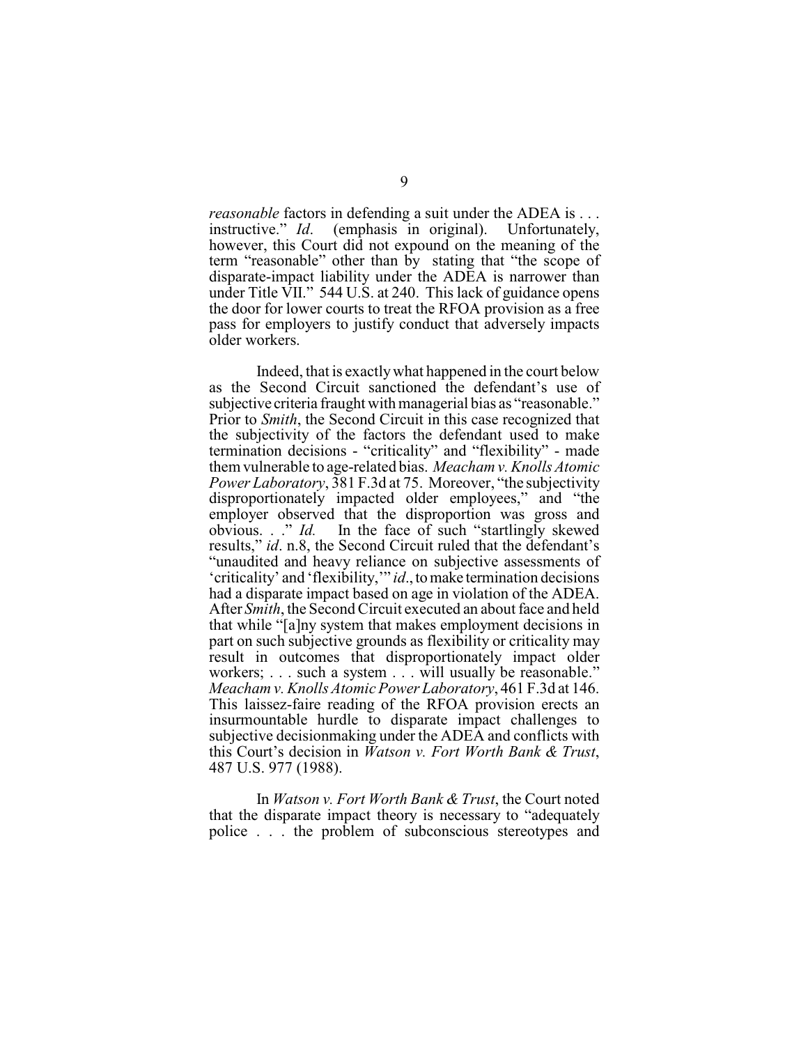*reasonable* factors in defending a suit under the ADEA is . . . instructive." *Id*. (emphasis in original). Unfortunately, however, this Court did not expound on the meaning of the term "reasonable" other than by stating that "the scope of disparate-impact liability under the ADEA is narrower than under Title VII." 544 U.S. at 240. This lack of guidance opens the door for lower courts to treat the RFOA provision as a free pass for employers to justify conduct that adversely impacts older workers.

Indeed, that is exactly what happened in the court below as the Second Circuit sanctioned the defendant's use of subjective criteria fraught with managerial bias as "reasonable." Prior to *Smith*, the Second Circuit in this case recognized that the subjectivity of the factors the defendant used to make termination decisions - "criticality" and "flexibility" - made them vulnerable to age-related bias. *Meacham v. Knolls Atomic Power Laboratory*, 381 F.3d at 75. Moreover, "the subjectivity disproportionately impacted older employees," and "the employer observed that the disproportion was gross and obvious. . ." *Id.* In the face of such "startlingly skewed results," *id*. n.8, the Second Circuit ruled that the defendant's "unaudited and heavy reliance on subjective assessments of 'criticality' and 'flexibility,'" *id*., to make termination decisions had a disparate impact based on age in violation of the ADEA. After *Smith*, the Second Circuit executed an about face and held that while "[a]ny system that makes employment decisions in part on such subjective grounds as flexibility or criticality may result in outcomes that disproportionately impact older workers; . . . such a system . . . will usually be reasonable." *Meacham v. Knolls Atomic Power Laboratory*, 461 F.3d at 146. This laissez-faire reading of the RFOA provision erects an insurmountable hurdle to disparate impact challenges to subjective decisionmaking under the ADEA and conflicts with this Court's decision in *Watson v. Fort Worth Bank & Trust*, 487 U.S. 977 (1988).

In *Watson v. Fort Worth Bank & Trust*, the Court noted that the disparate impact theory is necessary to "adequately police . . . the problem of subconscious stereotypes and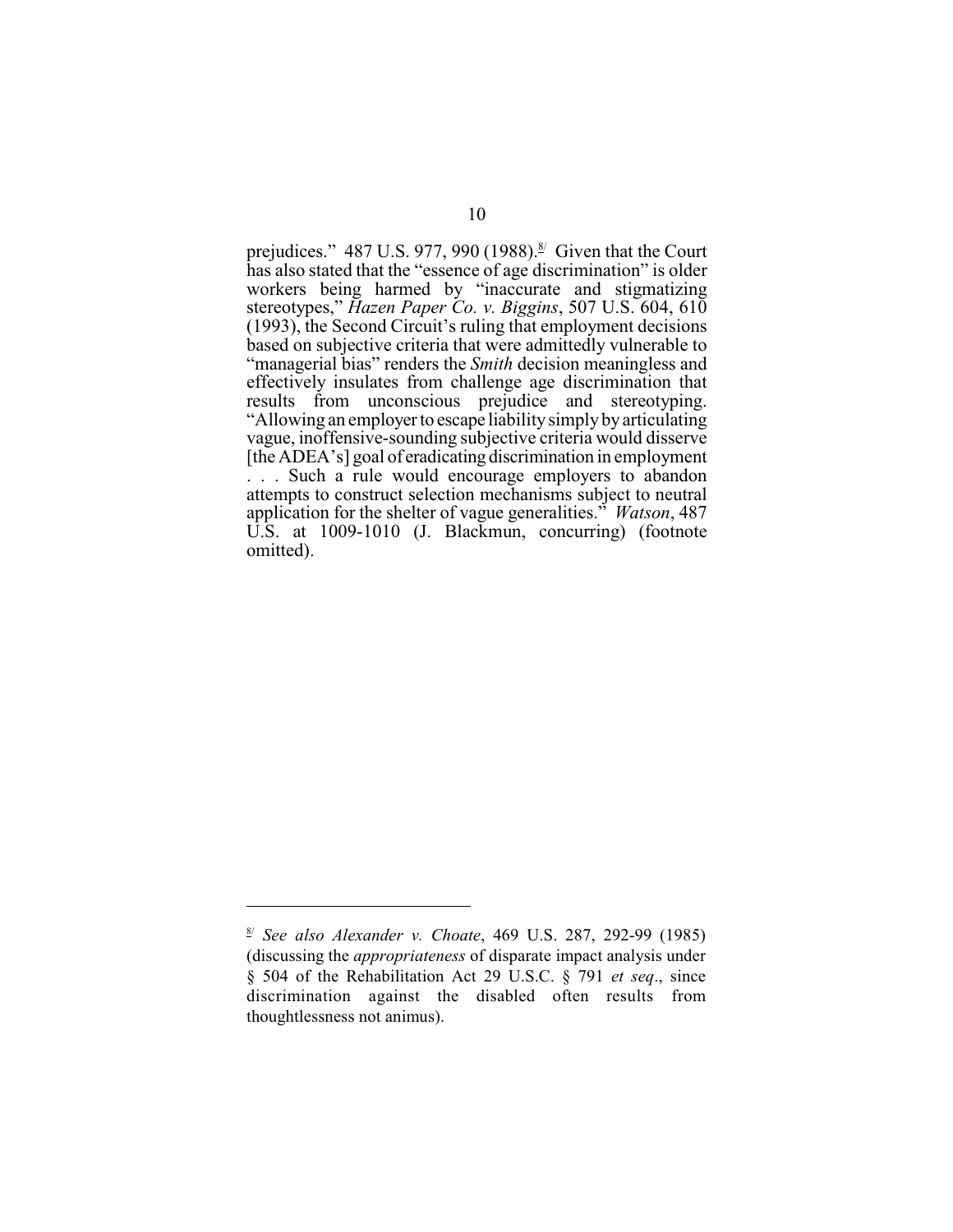prejudices." 487 U.S. 977, 990 (1988).[8] Given that the Court has also stated that the "essence of age discrimination" is older workers being harmed by "inaccurate and stigmatizing stereotypes," *Hazen Paper Co. v. Biggins*, 507 U.S. 604, 610 (1993), the Second Circuit's ruling that employment decisions based on subjective criteria that were admittedly vulnerable to "managerial bias" renders the *Smith* decision meaningless and effectively insulates from challenge age discrimination that results from unconscious prejudice and stereotyping. "Allowing an employer to escape liability simply by articulating vague, inoffensive-sounding subjective criteria would disserve [the ADEA's] goal of eradicating discrimination in employment . . . Such a rule would encourage employers to abandon attempts to construct selection mechanisms subject to neutral application for the shelter of vague generalities." *Watson*, 487 U.S. at 1009-1010 (J. Blackmun, concurring) (footnote omitted).

---

[8] *See also Alexander v. Choate*, 469 U.S. 287, 292-99 (1985) (discussing the *appropriateness* of disparate impact analysis under § 504 of the Rehabilitation Act 29 U.S.C. § 791 *et seq*., since discrimination against the disabled often results from thoughtlessness not animus).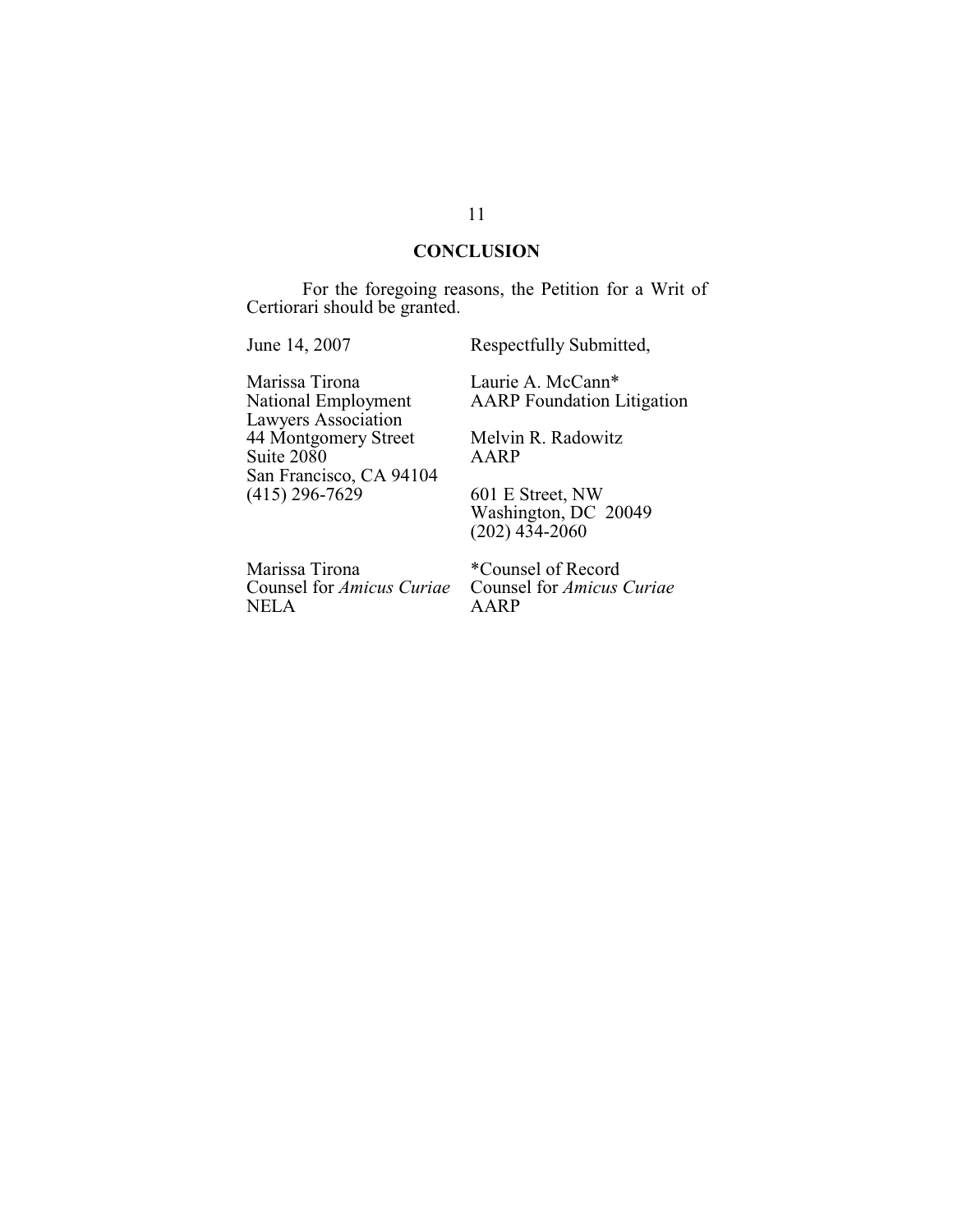## CONCLUSION

For the foregoing reasons, the Petition for a Writ of Certiorari should be granted.

June 14, 2007

Respectfully Submitted,

Laurie A. McCann*
AARP Foundation Litigation

Melvin R. Radowitz
AARP

601 E Street, NW
Washington, DC 20049
(202) 434-2060

*Counsel of Record
Counsel for *Amicus Curiae*
AARP

Marissa Tirona
National Employment Lawyers Association
44 Montgomery Street
Suite 2080
San Francisco, CA 94104
(415) 296-7629

Marissa Tirona
Counsel for *Amicus Curiae*
NELA